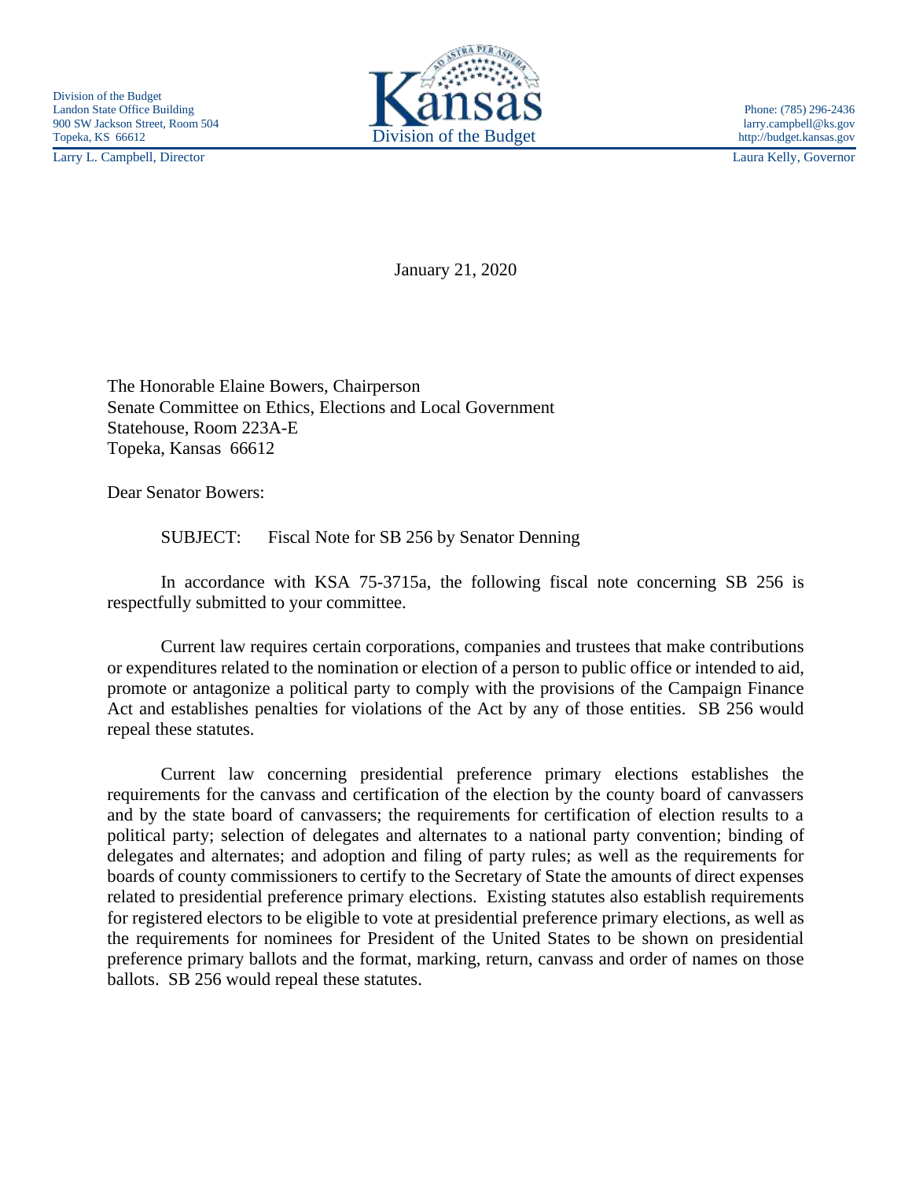Division of the Budget
Landon State Office Building
900 SW Jackson Street, Room 504
Topeka, KS 66612
Larry L. Campbell, Director

Kansas
Division of the Budget

Phone: (785) 296-2436
larry.campbell@ks.gov
http://budget.kansas.gov
Laura Kelly, Governor

January 21, 2020

The Honorable Elaine Bowers, Chairperson
Senate Committee on Ethics, Elections and Local Government
Statehouse, Room 223A-E
Topeka, Kansas 66612

Dear Senator Bowers:

SUBJECT: Fiscal Note for SB 256 by Senator Denning

In accordance with KSA 75-3715a, the following fiscal note concerning SB 256 is respectfully submitted to your committee.

Current law requires certain corporations, companies and trustees that make contributions or expenditures related to the nomination or election of a person to public office or intended to aid, promote or antagonize a political party to comply with the provisions of the Campaign Finance Act and establishes penalties for violations of the Act by any of those entities. SB 256 would repeal these statutes.

Current law concerning presidential preference primary elections establishes the requirements for the canvass and certification of the election by the county board of canvassers and by the state board of canvassers; the requirements for certification of election results to a political party; selection of delegates and alternates to a national party convention; binding of delegates and alternates; and adoption and filing of party rules; as well as the requirements for boards of county commissioners to certify to the Secretary of State the amounts of direct expenses related to presidential preference primary elections. Existing statutes also establish requirements for registered electors to be eligible to vote at presidential preference primary elections, as well as the requirements for nominees for President of the United States to be shown on presidential preference primary ballots and the format, marking, return, canvass and order of names on those ballots. SB 256 would repeal these statutes.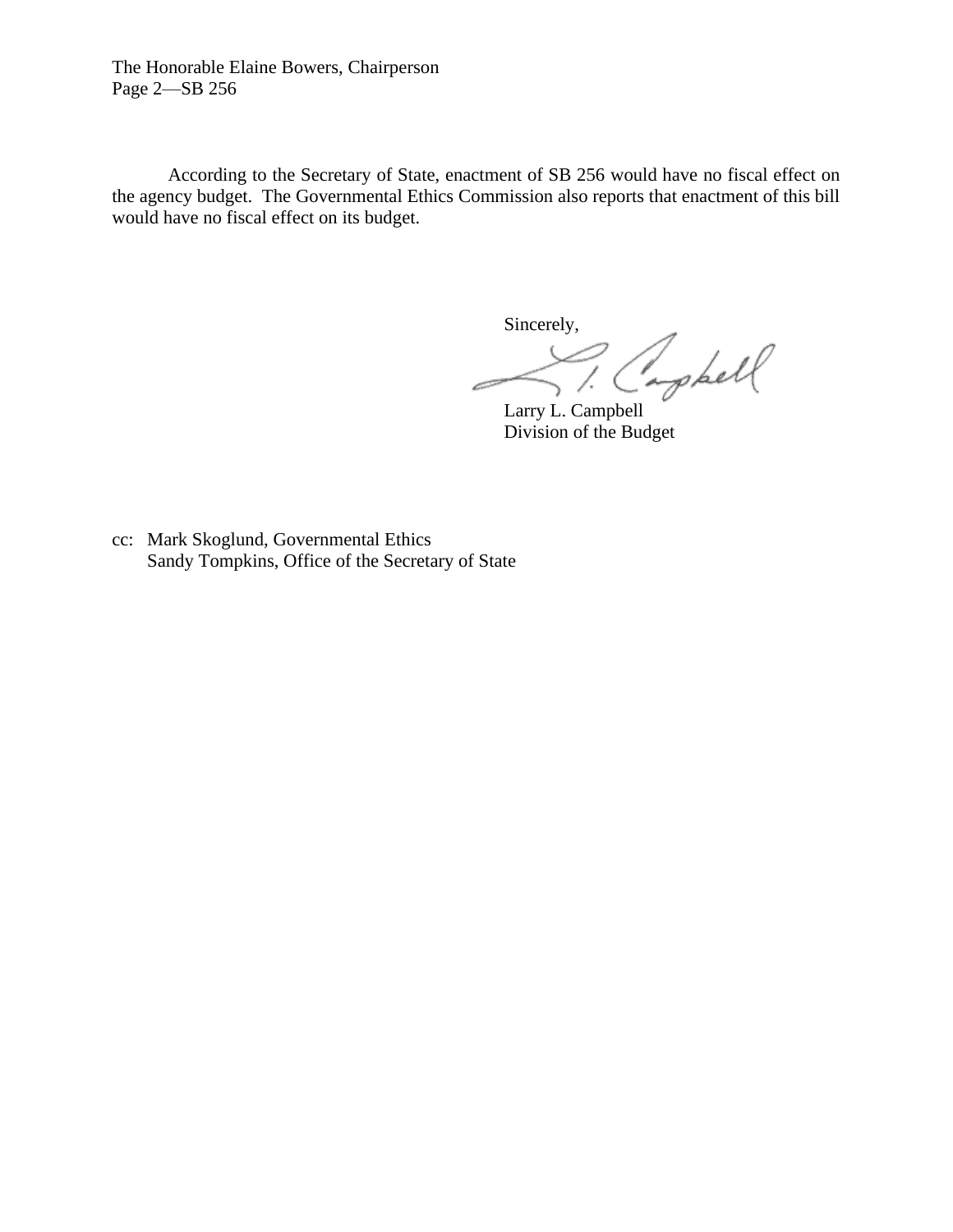According to the Secretary of State, enactment of SB 256 would have no fiscal effect on the agency budget. The Governmental Ethics Commission also reports that enactment of this bill would have no fiscal effect on its budget.

Sincerely,

Larry L. Campbell
Division of the Budget

cc: Mark Skoglund, Governmental Ethics
Sandy Tompkins, Office of the Secretary of State